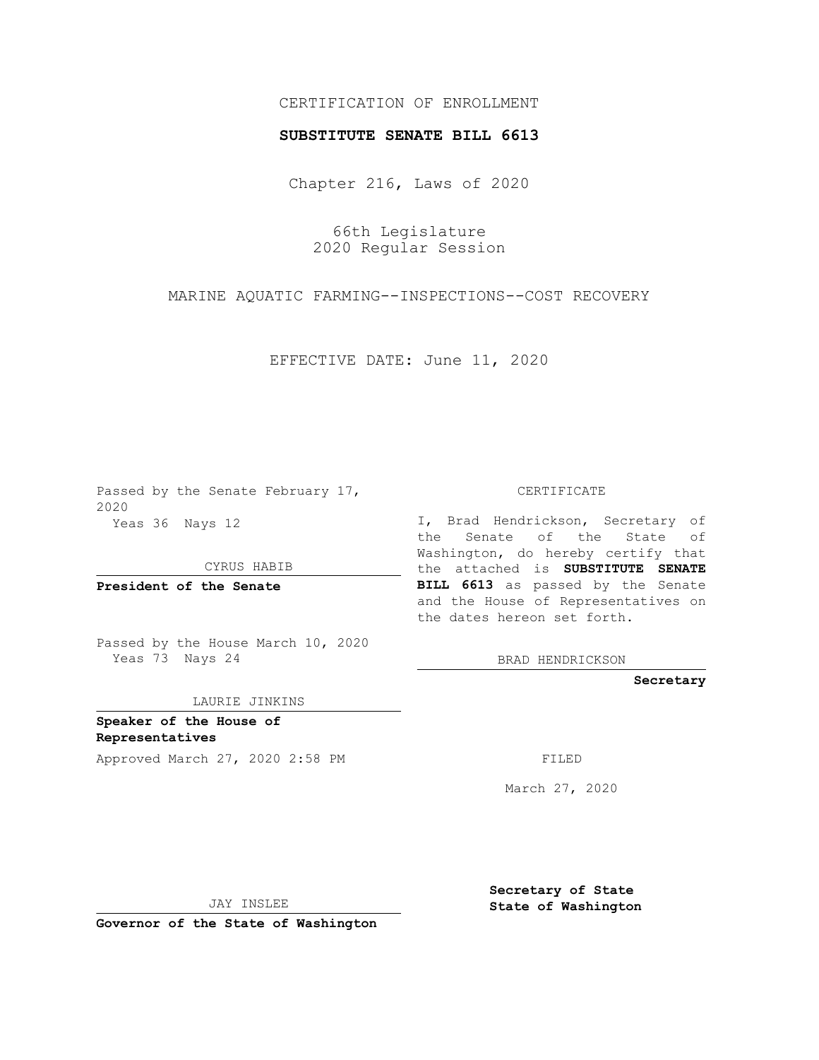CERTIFICATION OF ENROLLMENT

**SUBSTITUTE SENATE BILL 6613**

Chapter 216, Laws of 2020

66th Legislature
2020 Regular Session

MARINE AQUATIC FARMING--INSPECTIONS--COST RECOVERY

EFFECTIVE DATE: June 11, 2020

Passed by the Senate February 17, 2020
Yeas 36 Nays 12

CYRUS HABIB

**President of the Senate**

Passed by the House March 10, 2020
Yeas 73 Nays 24

LAURIE JINKINS

**Speaker of the House of Representatives**

Approved March 27, 2020 2:58 PM

JAY INSLEE

**Governor of the State of Washington**

CERTIFICATE

I, Brad Hendrickson, Secretary of the Senate of the State of Washington, do hereby certify that the attached is **SUBSTITUTE SENATE BILL 6613** as passed by the Senate and the House of Representatives on the dates hereon set forth.

BRAD HENDRICKSON

**Secretary**

FILED

March 27, 2020

**Secretary of State**
**State of Washington**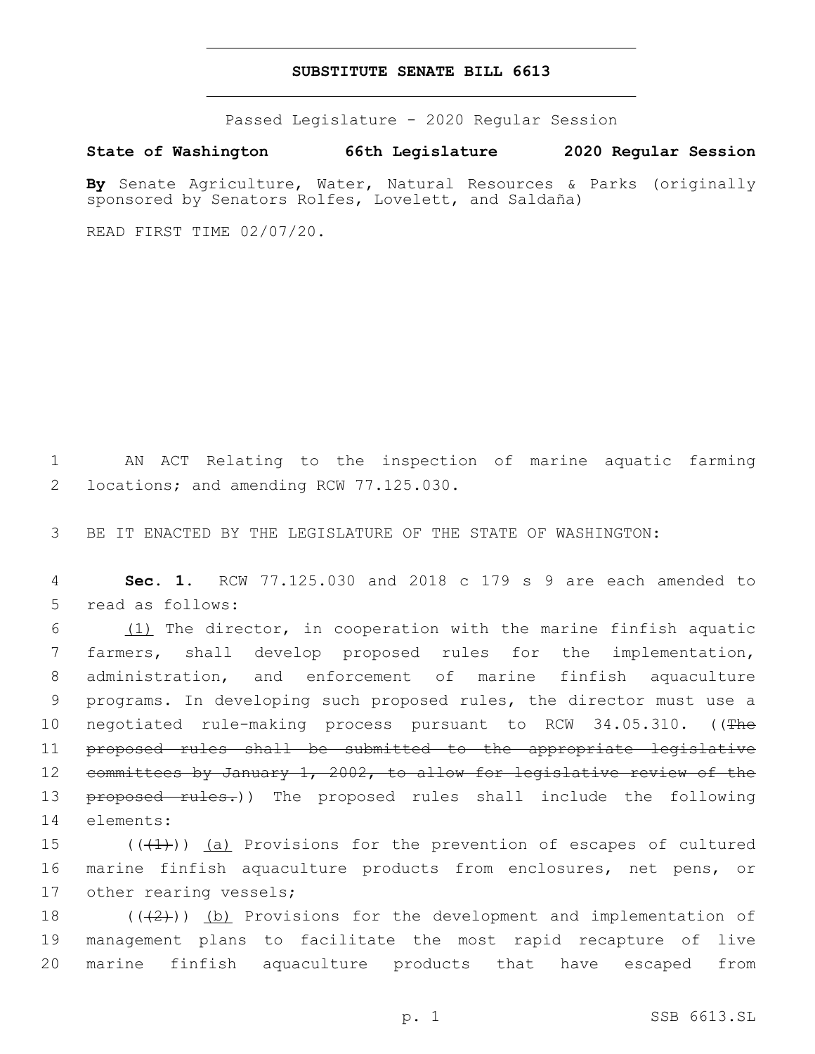# SUBSTITUTE SENATE BILL 6613

Passed Legislature - 2020 Regular Session

**State of Washington 66th Legislature 2020 Regular Session**

**By** Senate Agriculture, Water, Natural Resources & Parks (originally sponsored by Senators Rolfes, Lovelett, and Saldaña)

READ FIRST TIME 02/07/20.

1 AN ACT Relating to the inspection of marine aquatic farming
2 locations; and amending RCW 77.125.030.

3 BE IT ENACTED BY THE LEGISLATURE OF THE STATE OF WASHINGTON:

4 **Sec. 1.** RCW 77.125.030 and 2018 c 179 s 9 are each amended to
5 read as follows:

6 <u>(1)</u> The director, in cooperation with the marine finfish aquatic
7 farmers, shall develop proposed rules for the implementation,
8 administration, and enforcement of marine finfish aquaculture
9 programs. In developing such proposed rules, the director must use a
10 negotiated rule-making process pursuant to RCW 34.05.310. ((~~The~~
11 ~~proposed rules shall be submitted to the appropriate legislative~~
12 ~~committees by January 1, 2002, to allow for legislative review of the~~
13 ~~proposed rules.~~)) The proposed rules shall include the following
14 elements:

15 ((~~(1)~~)) <u>(a)</u> Provisions for the prevention of escapes of cultured
16 marine finfish aquaculture products from enclosures, net pens, or
17 other rearing vessels;

18 ((~~(2)~~)) <u>(b)</u> Provisions for the development and implementation of
19 management plans to facilitate the most rapid recapture of live
20 marine finfish aquaculture products that have escaped from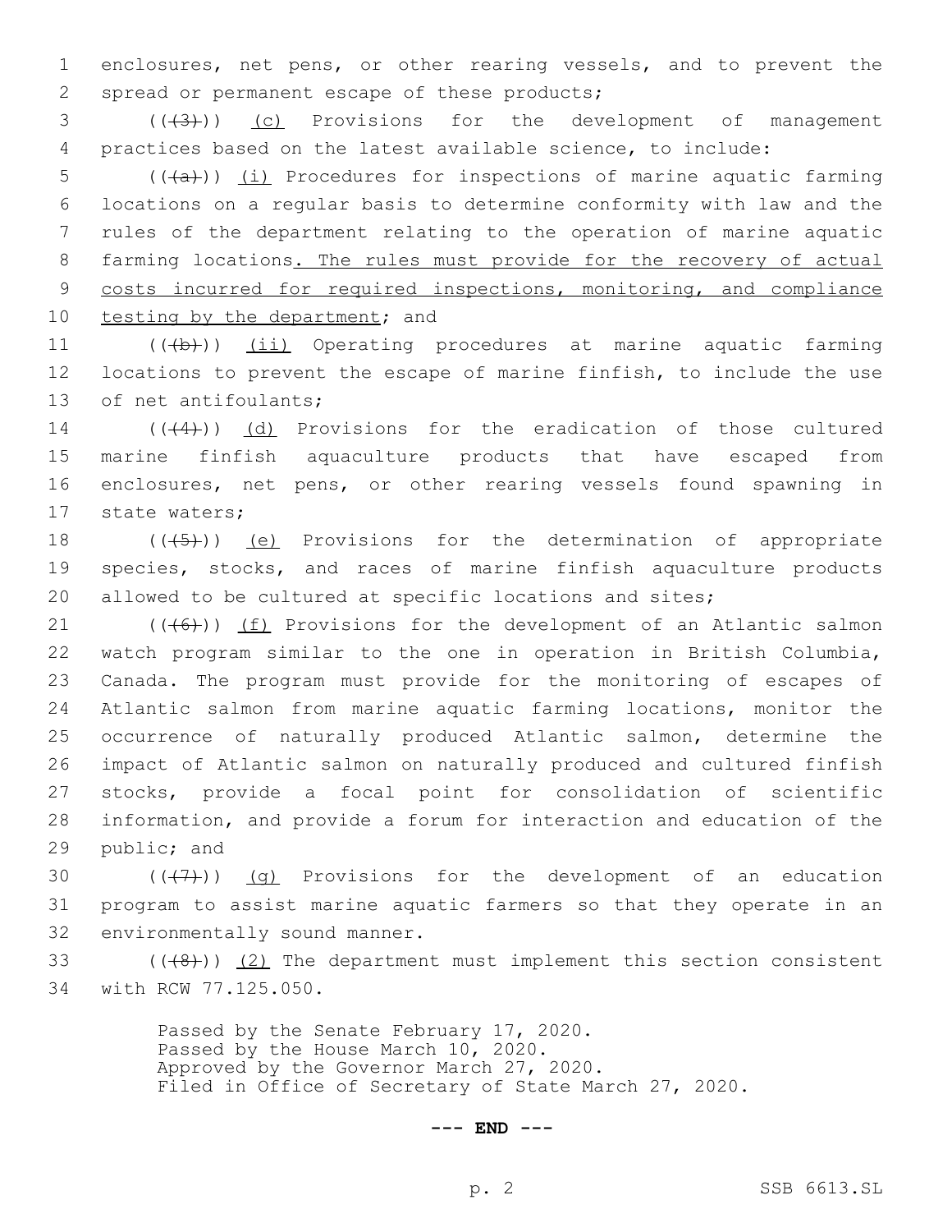enclosures, net pens, or other rearing vessels, and to prevent the spread or permanent escape of these products;

((~~(3)~~)) (c) Provisions for the development of management practices based on the latest available science, to include:

((~~(a)~~)) (i) Procedures for inspections of marine aquatic farming locations on a regular basis to determine conformity with law and the rules of the department relating to the operation of marine aquatic farming locations. The rules must provide for the recovery of actual costs incurred for required inspections, monitoring, and compliance testing by the department; and

((~~(b)~~)) (ii) Operating procedures at marine aquatic farming locations to prevent the escape of marine finfish, to include the use of net antifoulants;

((~~(4)~~)) (d) Provisions for the eradication of those cultured marine finfish aquaculture products that have escaped from enclosures, net pens, or other rearing vessels found spawning in state waters;

((~~(5)~~)) (e) Provisions for the determination of appropriate species, stocks, and races of marine finfish aquaculture products allowed to be cultured at specific locations and sites;

((~~(6)~~)) (f) Provisions for the development of an Atlantic salmon watch program similar to the one in operation in British Columbia, Canada. The program must provide for the monitoring of escapes of Atlantic salmon from marine aquatic farming locations, monitor the occurrence of naturally produced Atlantic salmon, determine the impact of Atlantic salmon on naturally produced and cultured finfish stocks, provide a focal point for consolidation of scientific information, and provide a forum for interaction and education of the public; and

((~~(7)~~)) (g) Provisions for the development of an education program to assist marine aquatic farmers so that they operate in an environmentally sound manner.

((~~(8)~~)) (2) The department must implement this section consistent with RCW 77.125.050.

Passed by the Senate February 17, 2020.
Passed by the House March 10, 2020.
Approved by the Governor March 27, 2020.
Filed in Office of Secretary of State March 27, 2020.

--- END ---